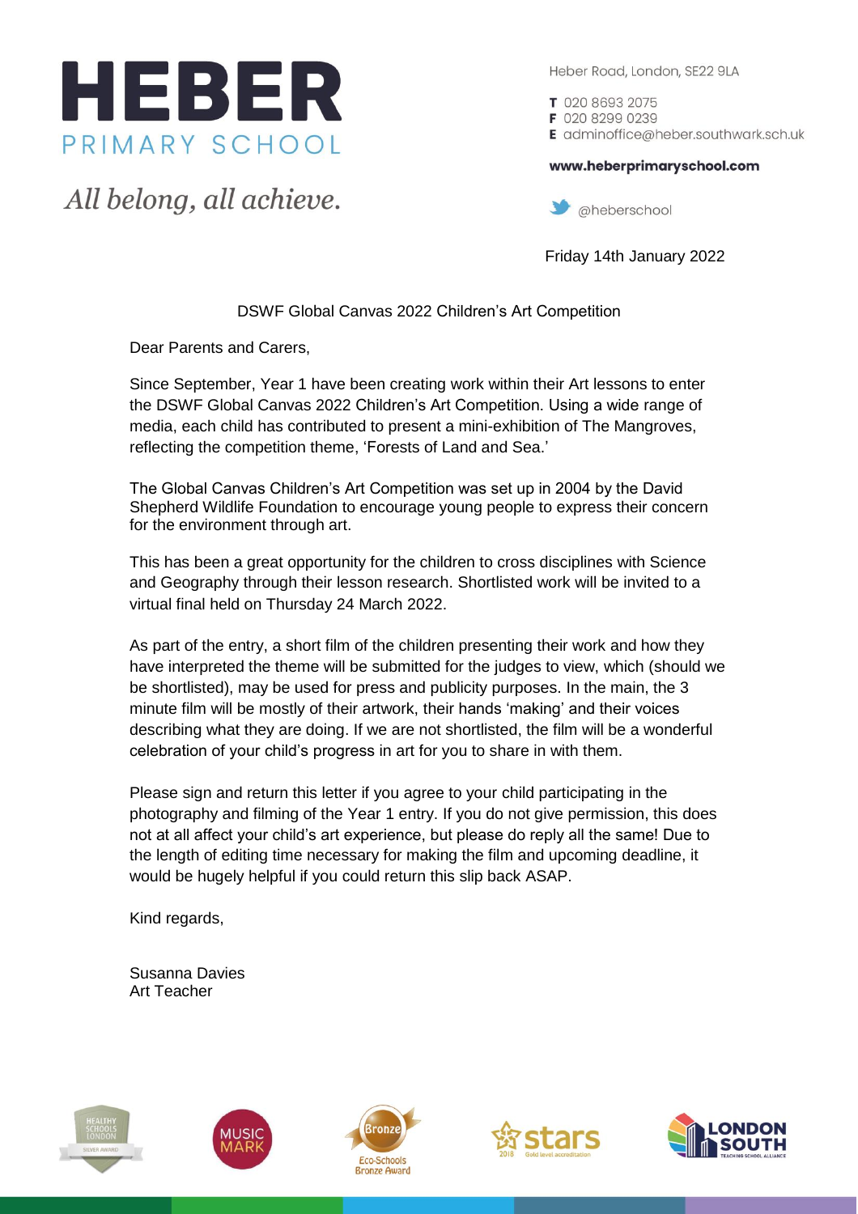# HEBER
PRIMARY SCHOOL

*All belong, all achieve.*

Heber Road, London, SE22 9LA

**T** 020 8693 2075
**F** 020 8299 0239
**E** adminoffice@heber.southwark.sch.uk

**www.heberprimaryschool.com**

@heberschool

Friday 14th January 2022

DSWF Global Canvas 2022 Children's Art Competition

Dear Parents and Carers,

Since September, Year 1 have been creating work within their Art lessons to enter the DSWF Global Canvas 2022 Children's Art Competition. Using a wide range of media, each child has contributed to present a mini-exhibition of The Mangroves, reflecting the competition theme, 'Forests of Land and Sea.'

The Global Canvas Children's Art Competition was set up in 2004 by the David Shepherd Wildlife Foundation to encourage young people to express their concern for the environment through art.

This has been a great opportunity for the children to cross disciplines with Science and Geography through their lesson research. Shortlisted work will be invited to a virtual final held on Thursday 24 March 2022.

As part of the entry, a short film of the children presenting their work and how they have interpreted the theme will be submitted for the judges to view, which (should we be shortlisted), may be used for press and publicity purposes. In the main, the 3 minute film will be mostly of their artwork, their hands 'making' and their voices describing what they are doing. If we are not shortlisted, the film will be a wonderful celebration of your child's progress in art for you to share in with them.

Please sign and return this letter if you agree to your child participating in the photography and filming of the Year 1 entry. If you do not give permission, this does not at all affect your child's art experience, but please do reply all the same! Due to the length of editing time necessary for making the film and upcoming deadline, it would be hugely helpful if you could return this slip back ASAP.

Kind regards,

Susanna Davies
Art Teacher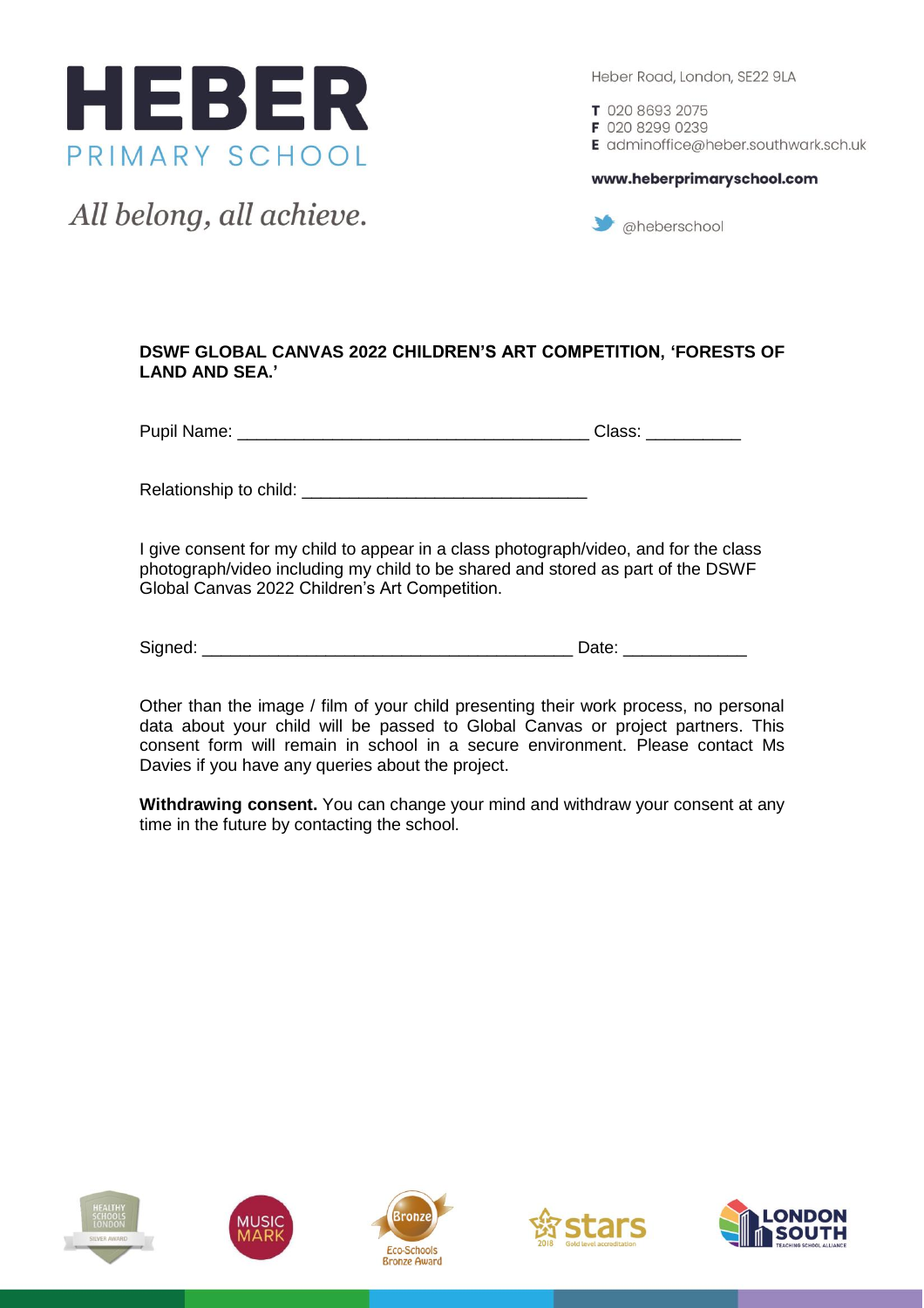# HEBER

PRIMARY SCHOOL

*All belong, all achieve.*

Heber Road, London, SE22 9LA

**T** 020 8693 2075
**F** 020 8299 0239
**E** adminoffice@heber.southwark.sch.uk

**www.heberprimaryschool.com**

@heberschool

**DSWF GLOBAL CANVAS 2022 CHILDREN'S ART COMPETITION, 'FORESTS OF LAND AND SEA.'**

Pupil Name: _____________________________________ Class: __________

Relationship to child: ______________________________

I give consent for my child to appear in a class photograph/video, and for the class photograph/video including my child to be shared and stored as part of the DSWF Global Canvas 2022 Children's Art Competition.

Signed: _______________________________________ Date: _____________

Other than the image / film of your child presenting their work process, no personal data about your child will be passed to Global Canvas or project partners. This consent form will remain in school in a secure environment. Please contact Ms Davies if you have any queries about the project.

**Withdrawing consent.** You can change your mind and withdraw your consent at any time in the future by contacting the school.